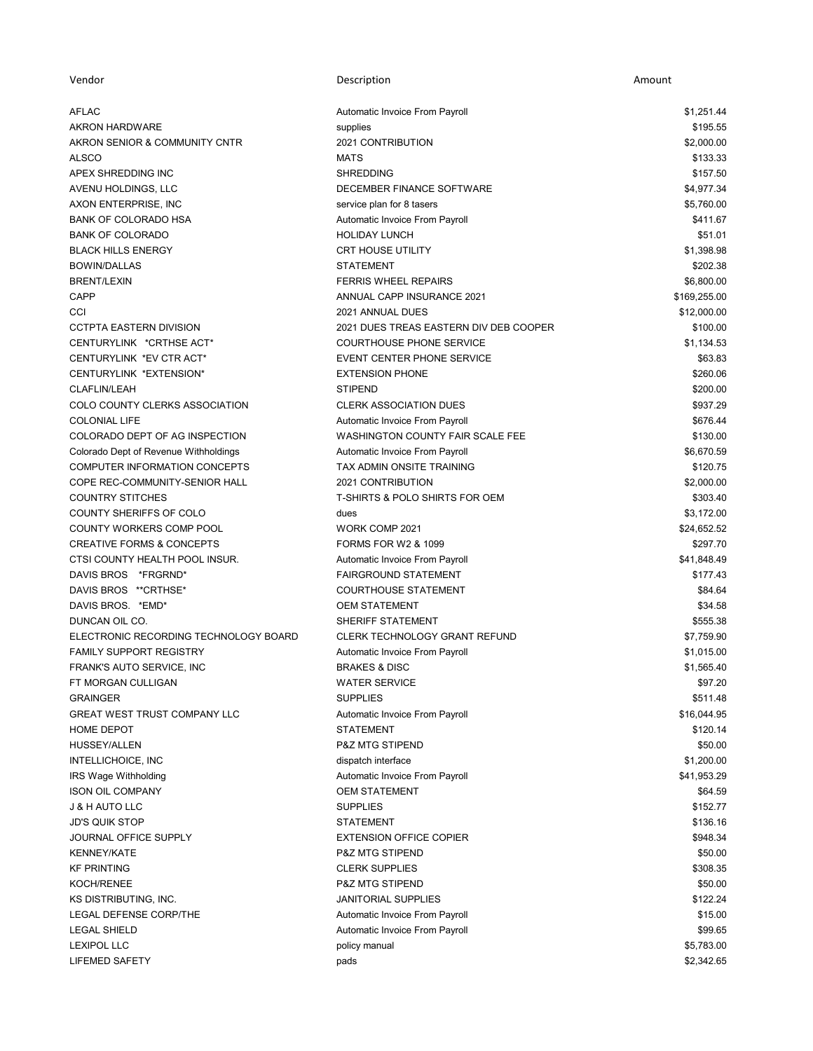| Vendor | Description | Amount |
|---|---|---|
| AFLAC | Automatic Invoice From Payroll | $1,251.44 |
| AKRON HARDWARE | supplies | $195.55 |
| AKRON SENIOR & COMMUNITY CNTR | 2021 CONTRIBUTION | $2,000.00 |
| ALSCO | MATS | $133.33 |
| APEX SHREDDING INC | SHREDDING | $157.50 |
| AVENU HOLDINGS, LLC | DECEMBER FINANCE SOFTWARE | $4,977.34 |
| AXON ENTERPRISE, INC | service plan for 8 tasers | $5,760.00 |
| BANK OF COLORADO HSA | Automatic Invoice From Payroll | $411.67 |
| BANK OF COLORADO | HOLIDAY LUNCH | $51.01 |
| BLACK HILLS ENERGY | CRT HOUSE UTILITY | $1,398.98 |
| BOWIN/DALLAS | STATEMENT | $202.38 |
| BRENT/LEXIN | FERRIS WHEEL REPAIRS | $6,800.00 |
| CAPP | ANNUAL CAPP INSURANCE 2021 | $169,255.00 |
| CCI | 2021 ANNUAL DUES | $12,000.00 |
| CCTPTA EASTERN DIVISION | 2021 DUES TREAS EASTERN DIV DEB COOPER | $100.00 |
| CENTURYLINK *CRTHSE ACT* | COURTHOUSE PHONE SERVICE | $1,134.53 |
| CENTURYLINK *EV CTR ACT* | EVENT CENTER PHONE SERVICE | $63.83 |
| CENTURYLINK *EXTENSION* | EXTENSION PHONE | $260.06 |
| CLAFLIN/LEAH | STIPEND | $200.00 |
| COLO COUNTY CLERKS ASSOCIATION | CLERK ASSOCIATION DUES | $937.29 |
| COLONIAL LIFE | Automatic Invoice From Payroll | $676.44 |
| COLORADO DEPT OF AG INSPECTION | WASHINGTON COUNTY FAIR SCALE FEE | $130.00 |
| Colorado Dept of Revenue Withholdings | Automatic Invoice From Payroll | $6,670.59 |
| COMPUTER INFORMATION CONCEPTS | TAX ADMIN ONSITE TRAINING | $120.75 |
| COPE REC-COMMUNITY-SENIOR HALL | 2021 CONTRIBUTION | $2,000.00 |
| COUNTRY STITCHES | T-SHIRTS & POLO SHIRTS FOR OEM | $303.40 |
| COUNTY SHERIFFS OF COLO | dues | $3,172.00 |
| COUNTY WORKERS COMP POOL | WORK COMP 2021 | $24,652.52 |
| CREATIVE FORMS & CONCEPTS | FORMS FOR W2 & 1099 | $297.70 |
| CTSI COUNTY HEALTH POOL INSUR. | Automatic Invoice From Payroll | $41,848.49 |
| DAVIS BROS *FRGRND* | FAIRGROUND STATEMENT | $177.43 |
| DAVIS BROS **CRTHSE* | COURTHOUSE STATEMENT | $84.64 |
| DAVIS BROS. *EMD* | OEM STATEMENT | $34.58 |
| DUNCAN OIL CO. | SHERIFF STATEMENT | $555.38 |
| ELECTRONIC RECORDING TECHNOLOGY BOARD | CLERK TECHNOLOGY GRANT REFUND | $7,759.90 |
| FAMILY SUPPORT REGISTRY | Automatic Invoice From Payroll | $1,015.00 |
| FRANK'S AUTO SERVICE, INC | BRAKES & DISC | $1,565.40 |
| FT MORGAN CULLIGAN | WATER SERVICE | $97.20 |
| GRAINGER | SUPPLIES | $511.48 |
| GREAT WEST TRUST COMPANY LLC | Automatic Invoice From Payroll | $16,044.95 |
| HOME DEPOT | STATEMENT | $120.14 |
| HUSSEY/ALLEN | P&Z MTG STIPEND | $50.00 |
| INTELLICHOICE, INC | dispatch interface | $1,200.00 |
| IRS Wage Withholding | Automatic Invoice From Payroll | $41,953.29 |
| ISON OIL COMPANY | OEM STATEMENT | $64.59 |
| J & H AUTO LLC | SUPPLIES | $152.77 |
| JD'S QUIK STOP | STATEMENT | $136.16 |
| JOURNAL OFFICE SUPPLY | EXTENSION OFFICE COPIER | $948.34 |
| KENNEY/KATE | P&Z MTG STIPEND | $50.00 |
| KF PRINTING | CLERK SUPPLIES | $308.35 |
| KOCH/RENEE | P&Z MTG STIPEND | $50.00 |
| KS DISTRIBUTING, INC. | JANITORIAL SUPPLIES | $122.24 |
| LEGAL DEFENSE CORP/THE | Automatic Invoice From Payroll | $15.00 |
| LEGAL SHIELD | Automatic Invoice From Payroll | $99.65 |
| LEXIPOL LLC | policy manual | $5,783.00 |
| LIFEMED SAFETY | pads | $2,342.65 |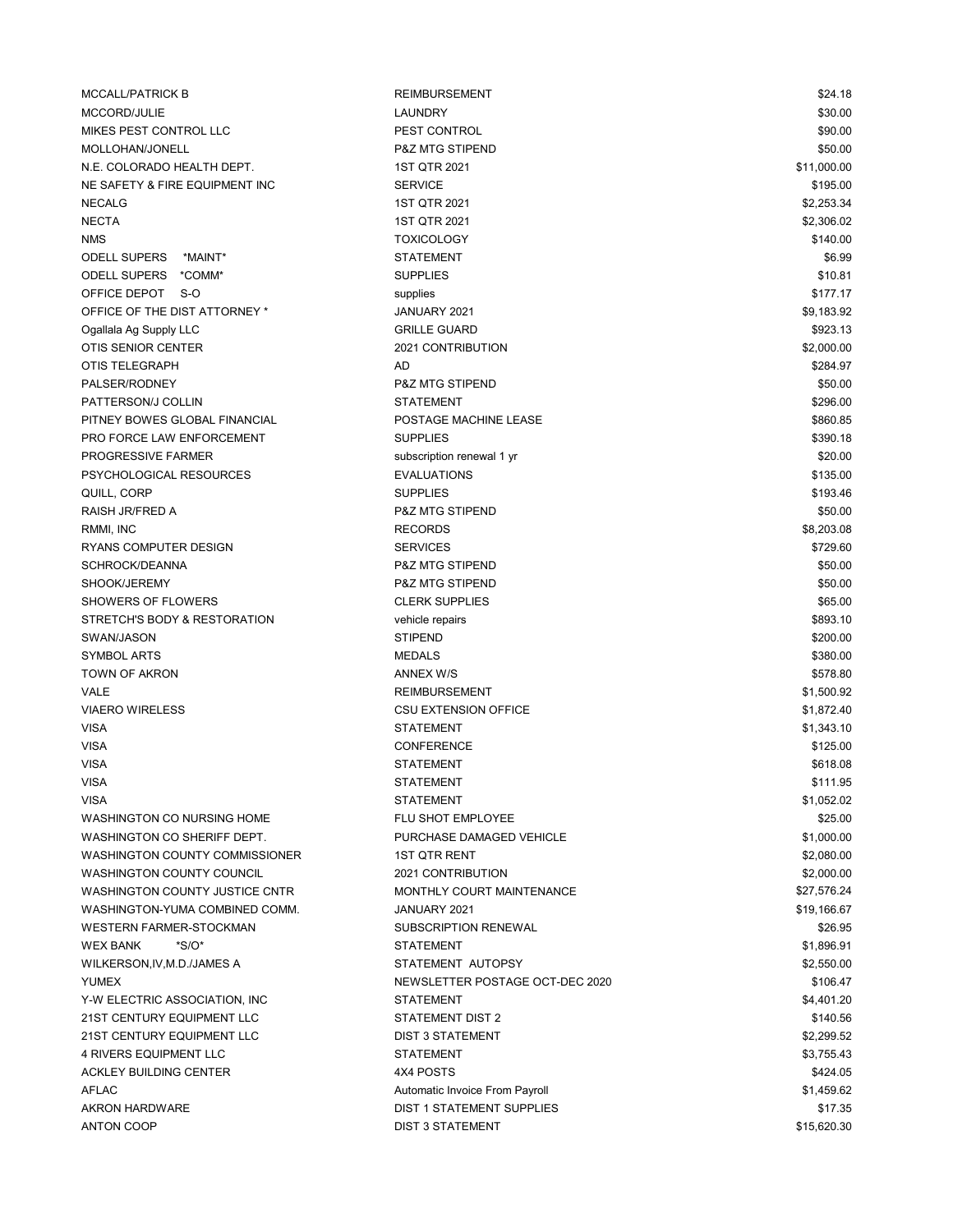| | | |
|---|---|---|
| MCCALL/PATRICK B | REIMBURSEMENT | $24.18 |
| MCCORD/JULIE | LAUNDRY | $30.00 |
| MIKES PEST CONTROL LLC | PEST CONTROL | $90.00 |
| MOLLOHAN/JONELL | P&Z MTG STIPEND | $50.00 |
| N.E. COLORADO HEALTH DEPT. | 1ST QTR 2021 | $11,000.00 |
| NE SAFETY & FIRE EQUIPMENT INC | SERVICE | $195.00 |
| NECALG | 1ST QTR 2021 | $2,253.34 |
| NECTA | 1ST QTR 2021 | $2,306.02 |
| NMS | TOXICOLOGY | $140.00 |
| ODELL SUPERS *MAINT* | STATEMENT | $6.99 |
| ODELL SUPERS *COMM* | SUPPLIES | $10.81 |
| OFFICE DEPOT S-O | supplies | $177.17 |
| OFFICE OF THE DIST ATTORNEY * | JANUARY 2021 | $9,183.92 |
| Ogallala Ag Supply LLC | GRILLE GUARD | $923.13 |
| OTIS SENIOR CENTER | 2021 CONTRIBUTION | $2,000.00 |
| OTIS TELEGRAPH | AD | $284.97 |
| PALSER/RODNEY | P&Z MTG STIPEND | $50.00 |
| PATTERSON/J COLLIN | STATEMENT | $296.00 |
| PITNEY BOWES GLOBAL FINANCIAL | POSTAGE MACHINE LEASE | $860.85 |
| PRO FORCE LAW ENFORCEMENT | SUPPLIES | $390.18 |
| PROGRESSIVE FARMER | subscription renewal 1 yr | $20.00 |
| PSYCHOLOGICAL RESOURCES | EVALUATIONS | $135.00 |
| QUILL, CORP | SUPPLIES | $193.46 |
| RAISH JR/FRED A | P&Z MTG STIPEND | $50.00 |
| RMMI, INC | RECORDS | $8,203.08 |
| RYANS COMPUTER DESIGN | SERVICES | $729.60 |
| SCHROCK/DEANNA | P&Z MTG STIPEND | $50.00 |
| SHOOK/JEREMY | P&Z MTG STIPEND | $50.00 |
| SHOWERS OF FLOWERS | CLERK SUPPLIES | $65.00 |
| STRETCH'S BODY & RESTORATION | vehicle repairs | $893.10 |
| SWAN/JASON | STIPEND | $200.00 |
| SYMBOL ARTS | MEDALS | $380.00 |
| TOWN OF AKRON | ANNEX W/S | $578.80 |
| VALE | REIMBURSEMENT | $1,500.92 |
| VIAERO WIRELESS | CSU EXTENSION OFFICE | $1,872.40 |
| VISA | STATEMENT | $1,343.10 |
| VISA | CONFERENCE | $125.00 |
| VISA | STATEMENT | $618.08 |
| VISA | STATEMENT | $111.95 |
| VISA | STATEMENT | $1,052.02 |
| WASHINGTON CO NURSING HOME | FLU SHOT EMPLOYEE | $25.00 |
| WASHINGTON CO SHERIFF DEPT. | PURCHASE DAMAGED VEHICLE | $1,000.00 |
| WASHINGTON COUNTY COMMISSIONER | 1ST QTR RENT | $2,080.00 |
| WASHINGTON COUNTY COUNCIL | 2021 CONTRIBUTION | $2,000.00 |
| WASHINGTON COUNTY JUSTICE CNTR | MONTHLY COURT MAINTENANCE | $27,576.24 |
| WASHINGTON-YUMA COMBINED COMM. | JANUARY 2021 | $19,166.67 |
| WESTERN FARMER-STOCKMAN | SUBSCRIPTION RENEWAL | $26.95 |
| WEX BANK *S/O* | STATEMENT | $1,896.91 |
| WILKERSON,IV,M.D./JAMES A | STATEMENT AUTOPSY | $2,550.00 |
| YUMEX | NEWSLETTER POSTAGE OCT-DEC 2020 | $106.47 |
| Y-W ELECTRIC ASSOCIATION, INC | STATEMENT | $4,401.20 |
| 21ST CENTURY EQUIPMENT LLC | STATEMENT DIST 2 | $140.56 |
| 21ST CENTURY EQUIPMENT LLC | DIST 3 STATEMENT | $2,299.52 |
| 4 RIVERS EQUIPMENT LLC | STATEMENT | $3,755.43 |
| ACKLEY BUILDING CENTER | 4X4 POSTS | $424.05 |
| AFLAC | Automatic Invoice From Payroll | $1,459.62 |
| AKRON HARDWARE | DIST 1 STATEMENT SUPPLIES | $17.35 |
| ANTON COOP | DIST 3 STATEMENT | $15,620.30 |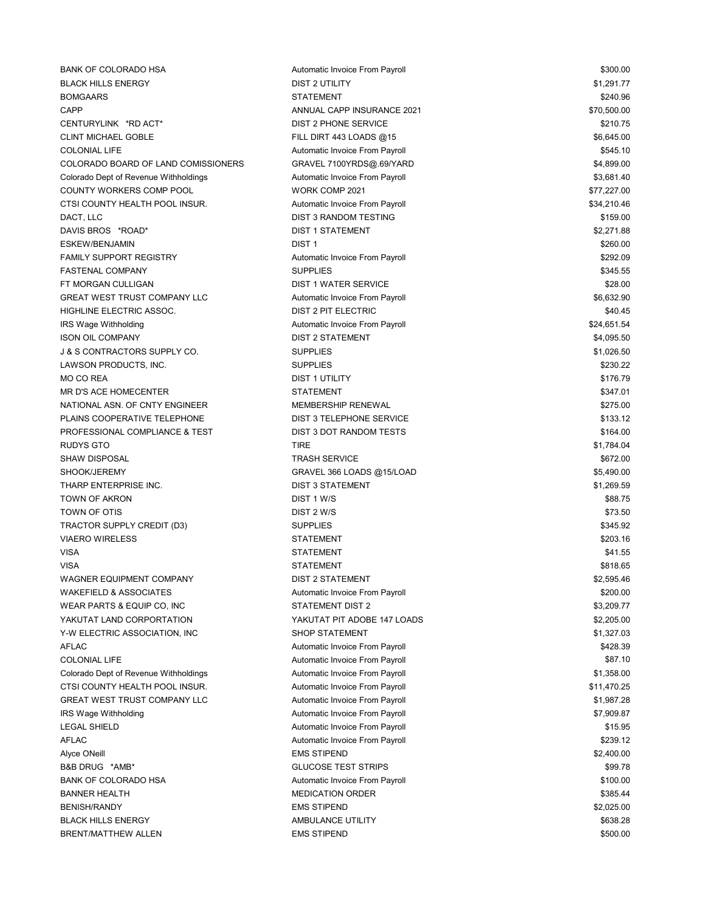| | | |
|---|---|---|
| BANK OF COLORADO HSA | Automatic Invoice From Payroll | $300.00 |
| BLACK HILLS ENERGY | DIST 2 UTILITY | $1,291.77 |
| BOMGAARS | STATEMENT | $240.96 |
| CAPP | ANNUAL CAPP INSURANCE 2021 | $70,500.00 |
| CENTURYLINK *RD ACT* | DIST 2 PHONE SERVICE | $210.75 |
| CLINT MICHAEL GOBLE | FILL DIRT 443 LOADS @15 | $6,645.00 |
| COLONIAL LIFE | Automatic Invoice From Payroll | $545.10 |
| COLORADO BOARD OF LAND COMISSIONERS | GRAVEL 7100YRDS@.69/YARD | $4,899.00 |
| Colorado Dept of Revenue Withholdings | Automatic Invoice From Payroll | $3,681.40 |
| COUNTY WORKERS COMP POOL | WORK COMP 2021 | $77,227.00 |
| CTSI COUNTY HEALTH POOL INSUR. | Automatic Invoice From Payroll | $34,210.46 |
| DACT, LLC | DIST 3 RANDOM TESTING | $159.00 |
| DAVIS BROS *ROAD* | DIST 1 STATEMENT | $2,271.88 |
| ESKEW/BENJAMIN | DIST 1 | $260.00 |
| FAMILY SUPPORT REGISTRY | Automatic Invoice From Payroll | $292.09 |
| FASTENAL COMPANY | SUPPLIES | $345.55 |
| FT MORGAN CULLIGAN | DIST 1 WATER SERVICE | $28.00 |
| GREAT WEST TRUST COMPANY LLC | Automatic Invoice From Payroll | $6,632.90 |
| HIGHLINE ELECTRIC ASSOC. | DIST 2 PIT ELECTRIC | $40.45 |
| IRS Wage Withholding | Automatic Invoice From Payroll | $24,651.54 |
| ISON OIL COMPANY | DIST 2 STATEMENT | $4,095.50 |
| J & S CONTRACTORS SUPPLY CO. | SUPPLIES | $1,026.50 |
| LAWSON PRODUCTS, INC. | SUPPLIES | $230.22 |
| MO CO REA | DIST 1 UTILITY | $176.79 |
| MR D'S ACE HOMECENTER | STATEMENT | $347.01 |
| NATIONAL ASN. OF CNTY ENGINEER | MEMBERSHIP RENEWAL | $275.00 |
| PLAINS COOPERATIVE TELEPHONE | DIST 3 TELEPHONE SERVICE | $133.12 |
| PROFESSIONAL COMPLIANCE & TEST | DIST 3 DOT RANDOM TESTS | $164.00 |
| RUDYS GTO | TIRE | $1,784.04 |
| SHAW DISPOSAL | TRASH SERVICE | $672.00 |
| SHOOK/JEREMY | GRAVEL 366 LOADS @15/LOAD | $5,490.00 |
| THARP ENTERPRISE INC. | DIST 3 STATEMENT | $1,269.59 |
| TOWN OF AKRON | DIST 1 W/S | $88.75 |
| TOWN OF OTIS | DIST 2 W/S | $73.50 |
| TRACTOR SUPPLY CREDIT (D3) | SUPPLIES | $345.92 |
| VIAERO WIRELESS | STATEMENT | $203.16 |
| VISA | STATEMENT | $41.55 |
| VISA | STATEMENT | $818.65 |
| WAGNER EQUIPMENT COMPANY | DIST 2 STATEMENT | $2,595.46 |
| WAKEFIELD & ASSOCIATES | Automatic Invoice From Payroll | $200.00 |
| WEAR PARTS & EQUIP CO, INC | STATEMENT DIST 2 | $3,209.77 |
| YAKUTAT LAND CORPORTATION | YAKUTAT PIT ADOBE 147 LOADS | $2,205.00 |
| Y-W ELECTRIC ASSOCIATION, INC | SHOP STATEMENT | $1,327.03 |
| AFLAC | Automatic Invoice From Payroll | $428.39 |
| COLONIAL LIFE | Automatic Invoice From Payroll | $87.10 |
| Colorado Dept of Revenue Withholdings | Automatic Invoice From Payroll | $1,358.00 |
| CTSI COUNTY HEALTH POOL INSUR. | Automatic Invoice From Payroll | $11,470.25 |
| GREAT WEST TRUST COMPANY LLC | Automatic Invoice From Payroll | $1,987.28 |
| IRS Wage Withholding | Automatic Invoice From Payroll | $7,909.87 |
| LEGAL SHIELD | Automatic Invoice From Payroll | $15.95 |
| AFLAC | Automatic Invoice From Payroll | $239.12 |
| Alyce ONeill | EMS STIPEND | $2,400.00 |
| B&B DRUG *AMB* | GLUCOSE TEST STRIPS | $99.78 |
| BANK OF COLORADO HSA | Automatic Invoice From Payroll | $100.00 |
| BANNER HEALTH | MEDICATION ORDER | $385.44 |
| BENISH/RANDY | EMS STIPEND | $2,025.00 |
| BLACK HILLS ENERGY | AMBULANCE UTILITY | $638.28 |
| BRENT/MATTHEW ALLEN | EMS STIPEND | $500.00 |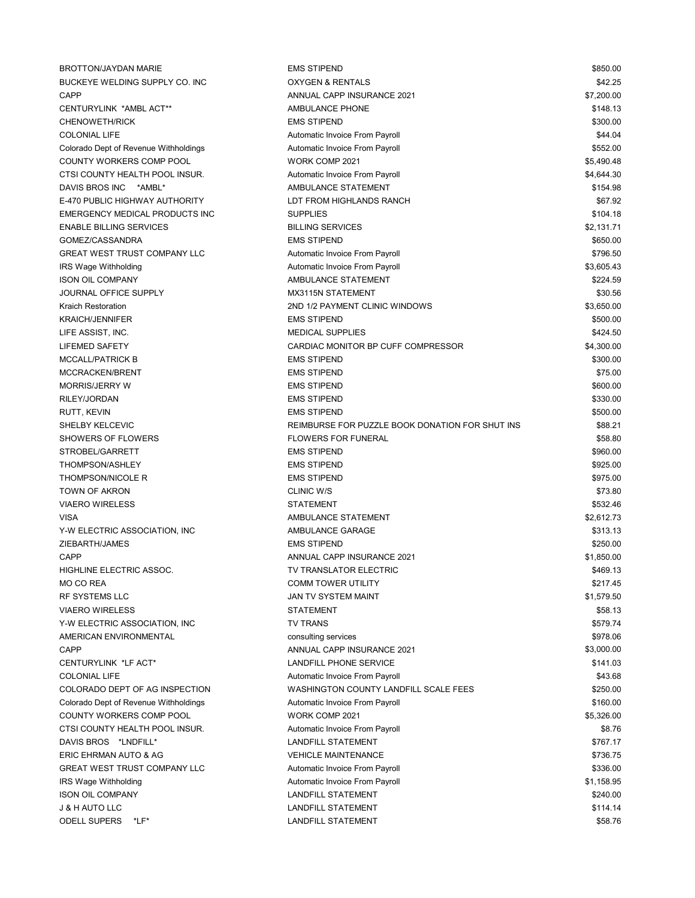| | | |
|---|---|---|
| BROTTON/JAYDAN MARIE | EMS STIPEND | $850.00 |
| BUCKEYE WELDING SUPPLY CO. INC | OXYGEN & RENTALS | $42.25 |
| CAPP | ANNUAL CAPP INSURANCE 2021 | $7,200.00 |
| CENTURYLINK *AMBL ACT** | AMBULANCE PHONE | $148.13 |
| CHENOWETH/RICK | EMS STIPEND | $300.00 |
| COLONIAL LIFE | Automatic Invoice From Payroll | $44.04 |
| Colorado Dept of Revenue Withholdings | Automatic Invoice From Payroll | $552.00 |
| COUNTY WORKERS COMP POOL | WORK COMP 2021 | $5,490.48 |
| CTSI COUNTY HEALTH POOL INSUR. | Automatic Invoice From Payroll | $4,644.30 |
| DAVIS BROS INC *AMBL* | AMBULANCE STATEMENT | $154.98 |
| E-470 PUBLIC HIGHWAY AUTHORITY | LDT FROM HIGHLANDS RANCH | $67.92 |
| EMERGENCY MEDICAL PRODUCTS INC | SUPPLIES | $104.18 |
| ENABLE BILLING SERVICES | BILLING SERVICES | $2,131.71 |
| GOMEZ/CASSANDRA | EMS STIPEND | $650.00 |
| GREAT WEST TRUST COMPANY LLC | Automatic Invoice From Payroll | $796.50 |
| IRS Wage Withholding | Automatic Invoice From Payroll | $3,605.43 |
| ISON OIL COMPANY | AMBULANCE STATEMENT | $224.59 |
| JOURNAL OFFICE SUPPLY | MX3115N STATEMENT | $30.56 |
| Kraich Restoration | 2ND 1/2 PAYMENT CLINIC WINDOWS | $3,650.00 |
| KRAICH/JENNIFER | EMS STIPEND | $500.00 |
| LIFE ASSIST, INC. | MEDICAL SUPPLIES | $424.50 |
| LIFEMED SAFETY | CARDIAC MONITOR BP CUFF COMPRESSOR | $4,300.00 |
| MCCALL/PATRICK B | EMS STIPEND | $300.00 |
| MCCRACKEN/BRENT | EMS STIPEND | $75.00 |
| MORRIS/JERRY W | EMS STIPEND | $600.00 |
| RILEY/JORDAN | EMS STIPEND | $330.00 |
| RUTT, KEVIN | EMS STIPEND | $500.00 |
| SHELBY KELCEVIC | REIMBURSE FOR PUZZLE BOOK DONATION FOR SHUT INS | $88.21 |
| SHOWERS OF FLOWERS | FLOWERS FOR FUNERAL | $58.80 |
| STROBEL/GARRETT | EMS STIPEND | $960.00 |
| THOMPSON/ASHLEY | EMS STIPEND | $925.00 |
| THOMPSON/NICOLE R | EMS STIPEND | $975.00 |
| TOWN OF AKRON | CLINIC W/S | $73.80 |
| VIAERO WIRELESS | STATEMENT | $532.46 |
| VISA | AMBULANCE STATEMENT | $2,612.73 |
| Y-W ELECTRIC ASSOCIATION, INC | AMBULANCE GARAGE | $313.13 |
| ZIEBARTH/JAMES | EMS STIPEND | $250.00 |
| CAPP | ANNUAL CAPP INSURANCE 2021 | $1,850.00 |
| HIGHLINE ELECTRIC ASSOC. | TV TRANSLATOR ELECTRIC | $469.13 |
| MO CO REA | COMM TOWER UTILITY | $217.45 |
| RF SYSTEMS LLC | JAN TV SYSTEM MAINT | $1,579.50 |
| VIAERO WIRELESS | STATEMENT | $58.13 |
| Y-W ELECTRIC ASSOCIATION, INC | TV TRANS | $579.74 |
| AMERICAN ENVIRONMENTAL | consulting services | $978.06 |
| CAPP | ANNUAL CAPP INSURANCE 2021 | $3,000.00 |
| CENTURYLINK *LF ACT* | LANDFILL PHONE SERVICE | $141.03 |
| COLONIAL LIFE | Automatic Invoice From Payroll | $43.68 |
| COLORADO DEPT OF AG INSPECTION | WASHINGTON COUNTY LANDFILL SCALE FEES | $250.00 |
| Colorado Dept of Revenue Withholdings | Automatic Invoice From Payroll | $160.00 |
| COUNTY WORKERS COMP POOL | WORK COMP 2021 | $5,326.00 |
| CTSI COUNTY HEALTH POOL INSUR. | Automatic Invoice From Payroll | $8.76 |
| DAVIS BROS *LNDFILL* | LANDFILL STATEMENT | $767.17 |
| ERIC EHRMAN AUTO & AG | VEHICLE MAINTENANCE | $736.75 |
| GREAT WEST TRUST COMPANY LLC | Automatic Invoice From Payroll | $336.00 |
| IRS Wage Withholding | Automatic Invoice From Payroll | $1,158.95 |
| ISON OIL COMPANY | LANDFILL STATEMENT | $240.00 |
| J & H AUTO LLC | LANDFILL STATEMENT | $114.14 |
| ODELL SUPERS *LF* | LANDFILL STATEMENT | $58.76 |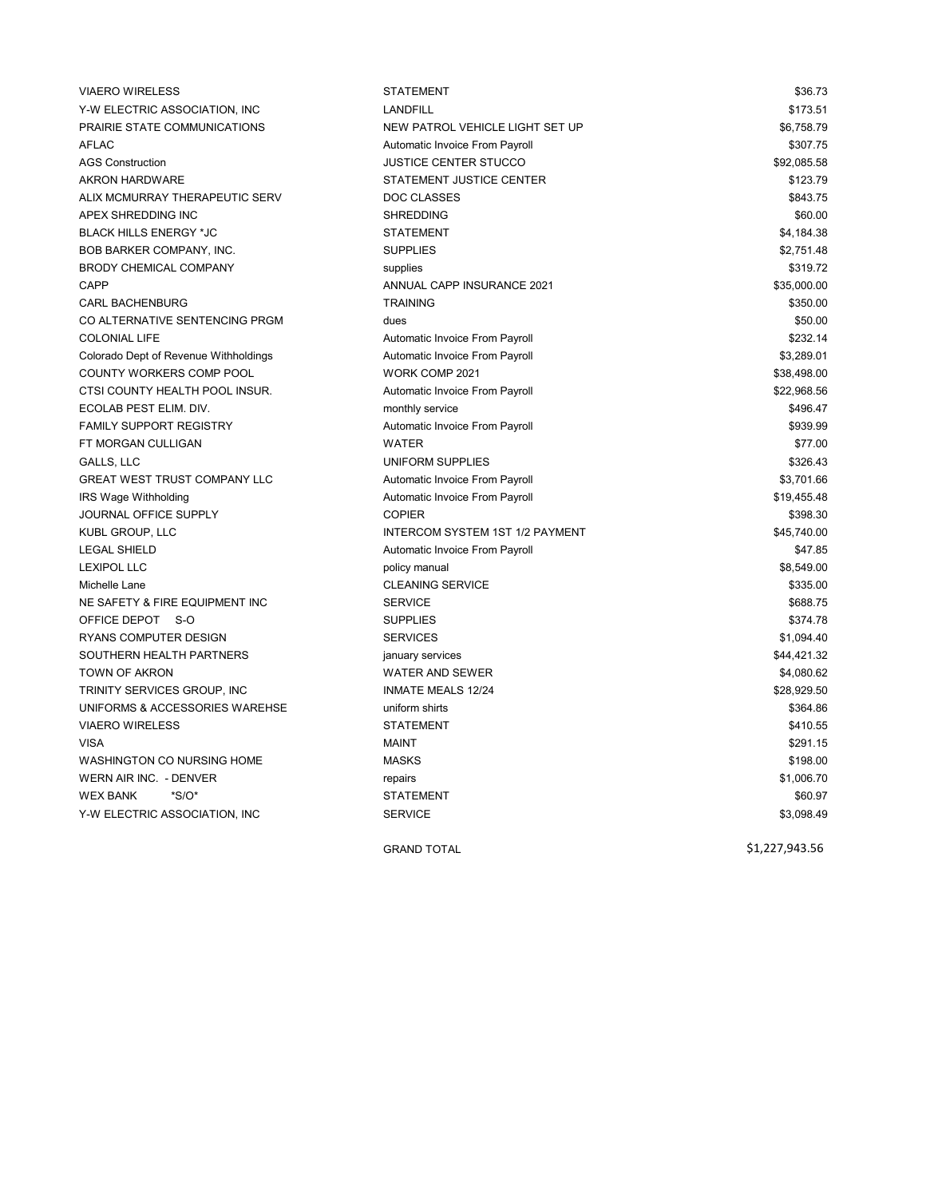| | | |
|---|---|---|
| VIAERO WIRELESS | STATEMENT | $36.73 |
| Y-W ELECTRIC ASSOCIATION, INC | LANDFILL | $173.51 |
| PRAIRIE STATE COMMUNICATIONS | NEW PATROL VEHICLE LIGHT SET UP | $6,758.79 |
| AFLAC | Automatic Invoice From Payroll | $307.75 |
| AGS Construction | JUSTICE CENTER STUCCO | $92,085.58 |
| AKRON HARDWARE | STATEMENT JUSTICE CENTER | $123.79 |
| ALIX MCMURRAY THERAPEUTIC SERV | DOC CLASSES | $843.75 |
| APEX SHREDDING INC | SHREDDING | $60.00 |
| BLACK HILLS ENERGY *JC | STATEMENT | $4,184.38 |
| BOB BARKER COMPANY, INC. | SUPPLIES | $2,751.48 |
| BRODY CHEMICAL COMPANY | supplies | $319.72 |
| CAPP | ANNUAL CAPP INSURANCE 2021 | $35,000.00 |
| CARL BACHENBURG | TRAINING | $350.00 |
| CO ALTERNATIVE SENTENCING PRGM | dues | $50.00 |
| COLONIAL LIFE | Automatic Invoice From Payroll | $232.14 |
| Colorado Dept of Revenue Withholdings | Automatic Invoice From Payroll | $3,289.01 |
| COUNTY WORKERS COMP POOL | WORK COMP 2021 | $38,498.00 |
| CTSI COUNTY HEALTH POOL INSUR. | Automatic Invoice From Payroll | $22,968.56 |
| ECOLAB PEST ELIM. DIV. | monthly service | $496.47 |
| FAMILY SUPPORT REGISTRY | Automatic Invoice From Payroll | $939.99 |
| FT MORGAN CULLIGAN | WATER | $77.00 |
| GALLS, LLC | UNIFORM SUPPLIES | $326.43 |
| GREAT WEST TRUST COMPANY LLC | Automatic Invoice From Payroll | $3,701.66 |
| IRS Wage Withholding | Automatic Invoice From Payroll | $19,455.48 |
| JOURNAL OFFICE SUPPLY | COPIER | $398.30 |
| KUBL GROUP, LLC | INTERCOM SYSTEM 1ST 1/2 PAYMENT | $45,740.00 |
| LEGAL SHIELD | Automatic Invoice From Payroll | $47.85 |
| LEXIPOL LLC | policy manual | $8,549.00 |
| Michelle Lane | CLEANING SERVICE | $335.00 |
| NE SAFETY & FIRE EQUIPMENT INC | SERVICE | $688.75 |
| OFFICE DEPOT S-O | SUPPLIES | $374.78 |
| RYANS COMPUTER DESIGN | SERVICES | $1,094.40 |
| SOUTHERN HEALTH PARTNERS | january services | $44,421.32 |
| TOWN OF AKRON | WATER AND SEWER | $4,080.62 |
| TRINITY SERVICES GROUP, INC | INMATE MEALS 12/24 | $28,929.50 |
| UNIFORMS & ACCESSORIES WAREHSE | uniform shirts | $364.86 |
| VIAERO WIRELESS | STATEMENT | $410.55 |
| VISA | MAINT | $291.15 |
| WASHINGTON CO NURSING HOME | MASKS | $198.00 |
| WERN AIR INC. - DENVER | repairs | $1,006.70 |
| WEX BANK *S/O* | STATEMENT | $60.97 |
| Y-W ELECTRIC ASSOCIATION, INC | SERVICE | $3,098.49 |
| | GRAND TOTAL | $1,227,943.56 |